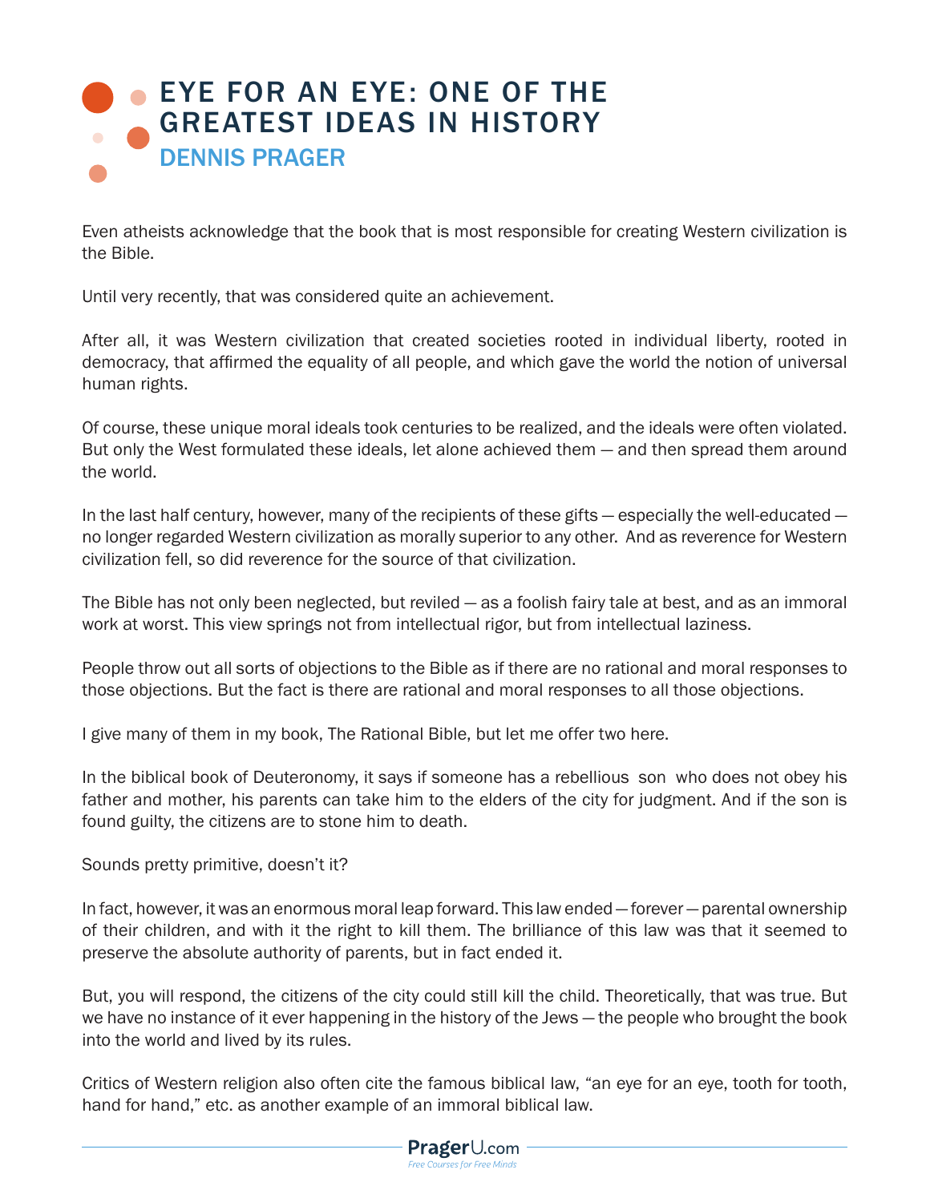# EYE FOR AN EYE: ONE OF THE GREATEST IDEAS IN HISTORY

## DENNIS PRAGER

Even atheists acknowledge that the book that is most responsible for creating Western civilization is the Bible.

Until very recently, that was considered quite an achievement.

After all, it was Western civilization that created societies rooted in individual liberty, rooted in democracy, that affirmed the equality of all people, and which gave the world the notion of universal human rights.

Of course, these unique moral ideals took centuries to be realized, and the ideals were often violated. But only the West formulated these ideals, let alone achieved them — and then spread them around the world.

In the last half century, however, many of the recipients of these gifts — especially the well-educated — no longer regarded Western civilization as morally superior to any other. And as reverence for Western civilization fell, so did reverence for the source of that civilization.

The Bible has not only been neglected, but reviled — as a foolish fairy tale at best, and as an immoral work at worst. This view springs not from intellectual rigor, but from intellectual laziness.

People throw out all sorts of objections to the Bible as if there are no rational and moral responses to those objections. But the fact is there are rational and moral responses to all those objections.

I give many of them in my book, The Rational Bible, but let me offer two here.

In the biblical book of Deuteronomy, it says if someone has a rebellious son who does not obey his father and mother, his parents can take him to the elders of the city for judgment. And if the son is found guilty, the citizens are to stone him to death.

Sounds pretty primitive, doesn't it?

In fact, however, it was an enormous moral leap forward. This law ended — forever — parental ownership of their children, and with it the right to kill them. The brilliance of this law was that it seemed to preserve the absolute authority of parents, but in fact ended it.

But, you will respond, the citizens of the city could still kill the child. Theoretically, that was true. But we have no instance of it ever happening in the history of the Jews — the people who brought the book into the world and lived by its rules.

Critics of Western religion also often cite the famous biblical law, "an eye for an eye, tooth for tooth, hand for hand," etc. as another example of an immoral biblical law.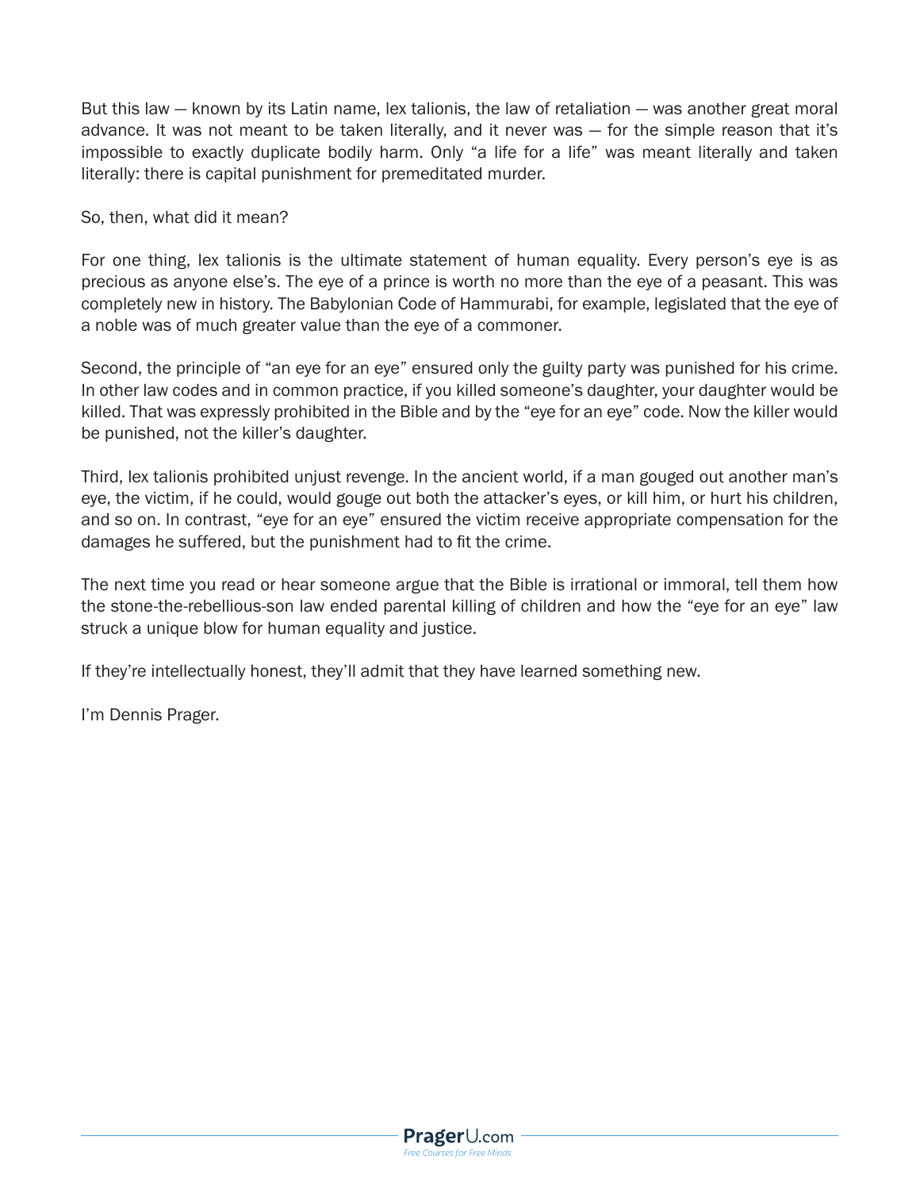But this law — known by its Latin name, lex talionis, the law of retaliation — was another great moral advance. It was not meant to be taken literally, and it never was — for the simple reason that it's impossible to exactly duplicate bodily harm. Only "a life for a life" was meant literally and taken literally: there is capital punishment for premeditated murder.

So, then, what did it mean?

For one thing, lex talionis is the ultimate statement of human equality. Every person's eye is as precious as anyone else's. The eye of a prince is worth no more than the eye of a peasant. This was completely new in history. The Babylonian Code of Hammurabi, for example, legislated that the eye of a noble was of much greater value than the eye of a commoner.

Second, the principle of "an eye for an eye" ensured only the guilty party was punished for his crime. In other law codes and in common practice, if you killed someone's daughter, your daughter would be killed. That was expressly prohibited in the Bible and by the "eye for an eye" code. Now the killer would be punished, not the killer's daughter.

Third, lex talionis prohibited unjust revenge. In the ancient world, if a man gouged out another man's eye, the victim, if he could, would gouge out both the attacker's eyes, or kill him, or hurt his children, and so on. In contrast, "eye for an eye" ensured the victim receive appropriate compensation for the damages he suffered, but the punishment had to fit the crime.

The next time you read or hear someone argue that the Bible is irrational or immoral, tell them how the stone-the-rebellious-son law ended parental killing of children and how the "eye for an eye" law struck a unique blow for human equality and justice.

If they're intellectually honest, they'll admit that they have learned something new.

I'm Dennis Prager.